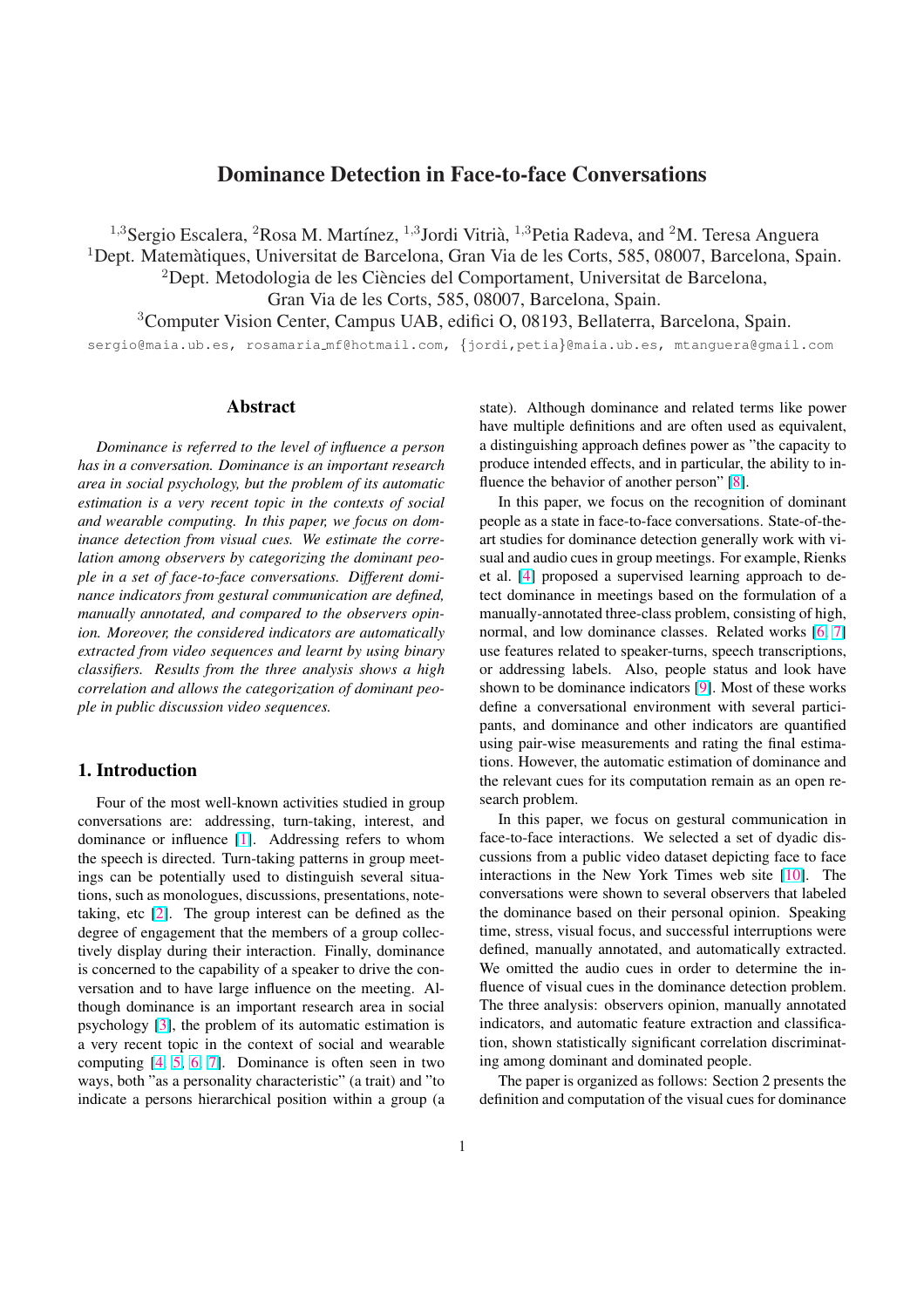# Dominance Detection in Face-to-face Conversations

[1,3]Sergio Escalera, [2]Rosa M. Martínez, [1,3]Jordi Vitrià, [1,3]Petia Radeva, and [2]M. Teresa Anguera

[1]Dept. Matemàtiques, Universitat de Barcelona, Gran Via de les Corts, 585, 08007, Barcelona, Spain.

[2]Dept. Metodologia de les Ciències del Comportament, Universitat de Barcelona, Gran Via de les Corts, 585, 08007, Barcelona, Spain.

[3]Computer Vision Center, Campus UAB, edifici O, 08193, Bellaterra, Barcelona, Spain.

sergio@maia.ub.es, rosamaria_mf@hotmail.com, {jordi,petia}@maia.ub.es, mtanguera@gmail.com

## Abstract

*Dominance is referred to the level of influence a person has in a conversation. Dominance is an important research area in social psychology, but the problem of its automatic estimation is a very recent topic in the contexts of social and wearable computing. In this paper, we focus on dominance detection from visual cues. We estimate the correlation among observers by categorizing the dominant people in a set of face-to-face conversations. Different dominance indicators from gestural communication are defined, manually annotated, and compared to the observers opinion. Moreover, the considered indicators are automatically extracted from video sequences and learnt by using binary classifiers. Results from the three analysis shows a high correlation and allows the categorization of dominant people in public discussion video sequences.*

## 1. Introduction

Four of the most well-known activities studied in group conversations are: addressing, turn-taking, interest, and dominance or influence [1]. Addressing refers to whom the speech is directed. Turn-taking patterns in group meetings can be potentially used to distinguish several situations, such as monologues, discussions, presentations, note-taking, etc [2]. The group interest can be defined as the degree of engagement that the members of a group collectively display during their interaction. Finally, dominance is concerned to the capability of a speaker to drive the conversation and to have large influence on the meeting. Although dominance is an important research area in social psychology [3], the problem of its automatic estimation is a very recent topic in the context of social and wearable computing [4, 5, 6, 7]. Dominance is often seen in two ways, both "as a personality characteristic" (a trait) and "to indicate a persons hierarchical position within a group (a state). Although dominance and related terms like power have multiple definitions and are often used as equivalent, a distinguishing approach defines power as "the capacity to produce intended effects, and in particular, the ability to influence the behavior of another person" [8].

In this paper, we focus on the recognition of dominant people as a state in face-to-face conversations. State-of-the-art studies for dominance detection generally work with visual and audio cues in group meetings. For example, Rienks et al. [4] proposed a supervised learning approach to detect dominance in meetings based on the formulation of a manually-annotated three-class problem, consisting of high, normal, and low dominance classes. Related works [6, 7] use features related to speaker-turns, speech transcriptions, or addressing labels. Also, people status and look have shown to be dominance indicators [9]. Most of these works define a conversational environment with several participants, and dominance and other indicators are quantified using pair-wise measurements and rating the final estimations. However, the automatic estimation of dominance and the relevant cues for its computation remain as an open research problem.

In this paper, we focus on gestural communication in face-to-face interactions. We selected a set of dyadic discussions from a public video dataset depicting face to face interactions in the New York Times web site [10]. The conversations were shown to several observers that labeled the dominance based on their personal opinion. Speaking time, stress, visual focus, and successful interruptions were defined, manually annotated, and automatically extracted. We omitted the audio cues in order to determine the influence of visual cues in the dominance detection problem. The three analysis: observers opinion, manually annotated indicators, and automatic feature extraction and classification, shown statistically significant correlation discriminating among dominant and dominated people.

The paper is organized as follows: Section 2 presents the definition and computation of the visual cues for dominance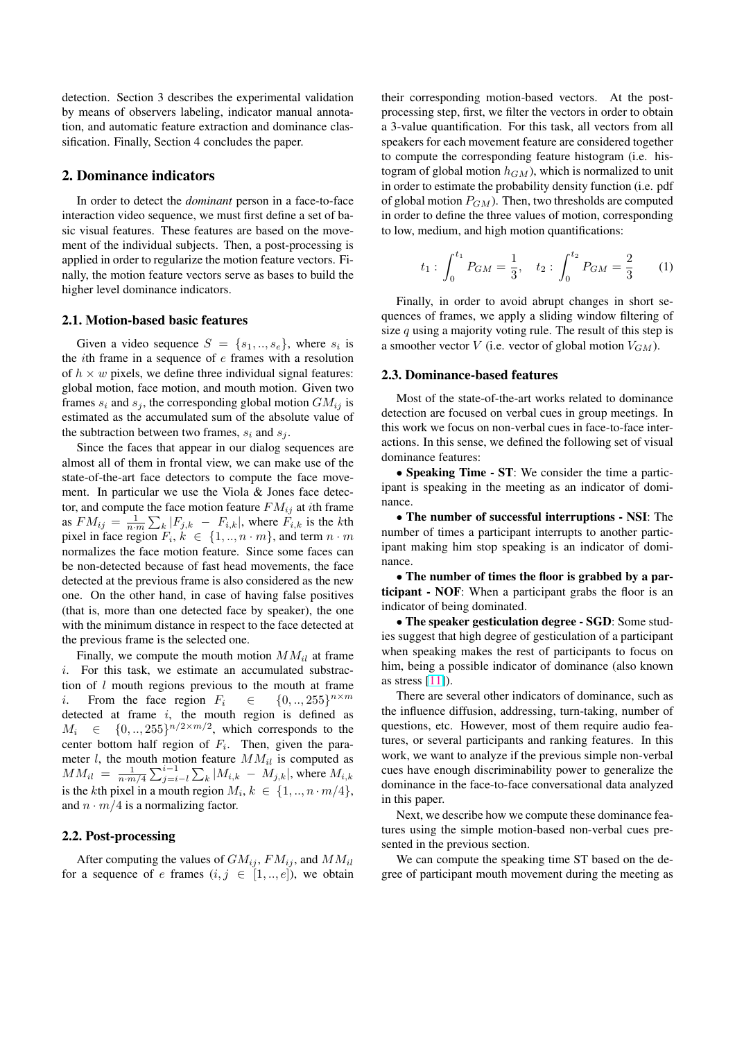detection. Section 3 describes the experimental validation by means of observers labeling, indicator manual annotation, and automatic feature extraction and dominance classification. Finally, Section 4 concludes the paper.

## 2. Dominance indicators

In order to detect the *dominant* person in a face-to-face interaction video sequence, we must first define a set of basic visual features. These features are based on the movement of the individual subjects. Then, a post-processing is applied in order to regularize the motion feature vectors. Finally, the motion feature vectors serve as bases to build the higher level dominance indicators.

### 2.1. Motion-based basic features

Given a video sequence $S = \{s_1, .., s_e\}$, where $s_i$ is the $i$th frame in a sequence of $e$ frames with a resolution of $h \times w$ pixels, we define three individual signal features: global motion, face motion, and mouth motion. Given two frames $s_i$ and $s_j$, the corresponding global motion $GM_{ij}$ is estimated as the accumulated sum of the absolute value of the subtraction between two frames, $s_i$ and $s_j$.

Since the faces that appear in our dialog sequences are almost all of them in frontal view, we can make use of the state-of-the-art face detectors to compute the face movement. In particular we use the Viola & Jones face detector, and compute the face motion feature $FM_{ij}$ at $i$th frame as $FM_{ij} = \frac{1}{n \cdot m}\sum_k |F_{j,k} - F_{i,k}|$, where $F_{i,k}$ is the $k$th pixel in face region $F_i$, $k \in \{1, .., n \cdot m\}$, and term $n \cdot m$ normalizes the face motion feature. Since some faces can be non-detected because of fast head movements, the face detected at the previous frame is also considered as the new one. On the other hand, in case of having false positives (that is, more than one detected face by speaker), the one with the minimum distance in respect to the face detected at the previous frame is the selected one.

Finally, we compute the mouth motion $MM_{il}$ at frame $i$. For this task, we estimate an accumulated substraction of $l$ mouth regions previous to the mouth at frame $i$. From the face region $F_i \in \{0, .., 255\}^{n \times m}$ detected at frame $i$, the mouth region is defined as $M_i \in \{0, .., 255\}^{n/2 \times m/2}$, which corresponds to the center bottom half region of $F_i$. Then, given the parameter $l$, the mouth motion feature $MM_{il}$ is computed as $MM_{il} = \frac{1}{n \cdot m/4}\sum_{j=i-l}^{i-1}\sum_k |M_{i,k} - M_{j,k}|$, where $M_{i,k}$ is the $k$th pixel in a mouth region $M_i$, $k \in \{1, .., n \cdot m/4\}$, and $n \cdot m/4$ is a normalizing factor.

### 2.2. Post-processing

After computing the values of $GM_{ij}$, $FM_{ij}$, and $MM_{il}$ for a sequence of $e$ frames ($i, j \in [1, .., e]$), we obtain their corresponding motion-based vectors. At the post-processing step, first, we filter the vectors in order to obtain a 3-value quantification. For this task, all vectors from all speakers for each movement feature are considered together to compute the corresponding feature histogram (i.e. histogram of global motion $h_{GM}$), which is normalized to unit in order to estimate the probability density function (i.e. pdf of global motion $P_{GM}$). Then, two thresholds are computed in order to define the three values of motion, corresponding to low, medium, and high motion quantifications:

$$t_1 : \int_0^{t_1} P_{GM} = \frac{1}{3}, \quad t_2 : \int_0^{t_2} P_{GM} = \frac{2}{3} \qquad (1)$$

Finally, in order to avoid abrupt changes in short sequences of frames, we apply a sliding window filtering of size $q$ using a majority voting rule. The result of this step is a smoother vector $V$ (i.e. vector of global motion $V_{GM}$).

### 2.3. Dominance-based features

Most of the state-of-the-art works related to dominance detection are focused on verbal cues in group meetings. In this work we focus on non-verbal cues in face-to-face interactions. In this sense, we defined the following set of visual dominance features:

- **Speaking Time - ST**: We consider the time a participant is speaking in the meeting as an indicator of dominance.
- **The number of successful interruptions - NSI**: The number of times a participant interrupts to another participant making him stop speaking is an indicator of dominance.
- **The number of times the floor is grabbed by a participant - NOF**: When a participant grabs the floor is an indicator of being dominated.
- **The speaker gesticulation degree - SGD**: Some studies suggest that high degree of gesticulation of a participant when speaking makes the rest of participants to focus on him, being a possible indicator of dominance (also known as stress [11]).

There are several other indicators of dominance, such as the influence diffusion, addressing, turn-taking, number of questions, etc. However, most of them require audio features, or several participants and ranking features. In this work, we want to analyze if the previous simple non-verbal cues have enough discriminability power to generalize the dominance in the face-to-face conversational data analyzed in this paper.

Next, we describe how we compute these dominance features using the simple motion-based non-verbal cues presented in the previous section.

We can compute the speaking time ST based on the degree of participant mouth movement during the meeting as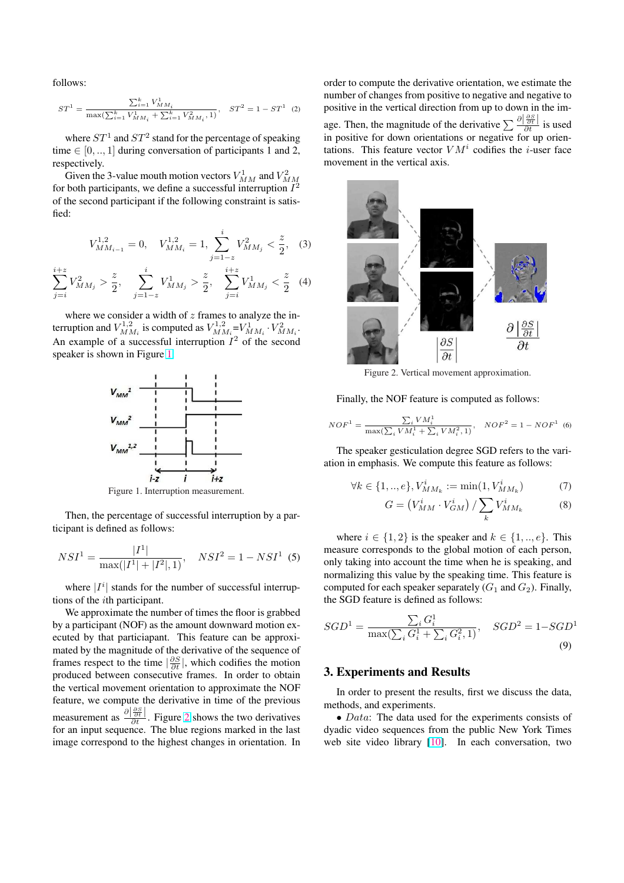follows:

$$ST^1 = \frac{\sum_{i=1}^{k} V_{MM_i}^1}{\max(\sum_{i=1}^{k} V_{MM_i}^1 + \sum_{i=1}^{k} V_{MM_i}^2, 1)}, \quad ST^2 = 1 - ST^1 \quad (2)$$

where $ST^1$ and $ST^2$ stand for the percentage of speaking time $\in [0,..,1]$ during conversation of participants 1 and 2, respectively.

Given the 3-value mouth motion vectors $V_{MM}^1$ and $V_{MM}^2$ for both participants, we define a successful interruption $I^2$ of the second participant if the following constraint is satisfied:

$$V_{MM_{i-1}}^{1,2} = 0, \quad V_{MM_i}^{1,2} = 1, \sum_{j=1-z}^{i} V_{MM_j}^2 < \frac{z}{2}, \quad (3)$$

$$\sum_{j=i}^{i+z} V_{MM_j}^2 > \frac{z}{2}, \quad \sum_{j=1-z}^{i} V_{MM_j}^1 > \frac{z}{2}, \quad \sum_{j=i}^{i+z} V_{MM_j}^1 < \frac{z}{2} \quad (4)$$

where we consider a width of $z$ frames to analyze the interruption and $V_{MM_i}^{1,2}$ is computed as $V_{MM_i}^{1,2}$=$V_{MM_i}^1 \cdot V_{MM_i}^2$. An example of a successful interruption $I^2$ of the second speaker is shown in Figure 1.

Figure 1. Interruption measurement.

Then, the percentage of successful interruption by a participant is defined as follows:

$$NSI^1 = \frac{|I^1|}{\max(|I^1| + |I^2|, 1)}, \quad NSI^2 = 1 - NSI^1 \quad (5)$$

where $|I^i|$ stands for the number of successful interruptions of the $i$th participant.

We approximate the number of times the floor is grabbed by a participant (NOF) as the amount downward motion executed by that particiapant. This feature can be approximated by the magnitude of the derivative of the sequence of frames respect to the time $|\frac{\partial S}{\partial t}|$, which codifies the motion produced between consecutive frames. In order to obtain the vertical movement orientation to approximate the NOF feature, we compute the derivative in time of the previous measurement as $\frac{\partial |\frac{\partial S}{\partial t}|}{\partial t}$. Figure 2 shows the two derivatives for an input sequence. The blue regions marked in the last image correspond to the highest changes in orientation. In order to compute the derivative orientation, we estimate the number of changes from positive to negative and negative to positive in the vertical direction from up to down in the image. Then, the magnitude of the derivative $\sum \frac{\partial |\frac{\partial S}{\partial t}|}{\partial t}$ is used in positive for down orientations or negative for up orientations. This feature vector $VM^i$ codifies the $i$-user face movement in the vertical axis.

Figure 2. Vertical movement approximation.

Finally, the NOF feature is computed as follows:

$$NOF^1 = \frac{\sum_i VM_i^1}{\max(\sum_i VM_i^1 + \sum_i VM_i^2, 1)}, \quad NOF^2 = 1 - NOF^1 \quad (6)$$

The speaker gesticulation degree SGD refers to the variation in emphasis. We compute this feature as follows:

$$\forall k \in \{1,..,e\}, V_{MM_k}^i := \min(1, V_{MM_k}^i) \quad (7)$$

$$G = \left(V_{MM}^i \cdot V_{GM}^i\right) / \sum_k V_{MM_k}^i \quad (8)$$

where $i \in \{1,2\}$ is the speaker and $k \in \{1,..,e\}$. This measure corresponds to the global motion of each person, only taking into account the time when he is speaking, and normalizing this value by the speaking time. This feature is computed for each speaker separately ($G_1$ and $G_2$). Finally, the SGD feature is defined as follows:

$$SGD^1 = \frac{\sum_i G_i^1}{\max(\sum_i G_i^1 + \sum_i G_i^2, 1)}, \quad SGD^2 = 1 - SGD^1 \quad (9)$$

## 3. Experiments and Results

In order to present the results, first we discuss the data, methods, and experiments.

- *Data*: The data used for the experiments consists of dyadic video sequences from the public New York Times web site video library [10]. In each conversation, two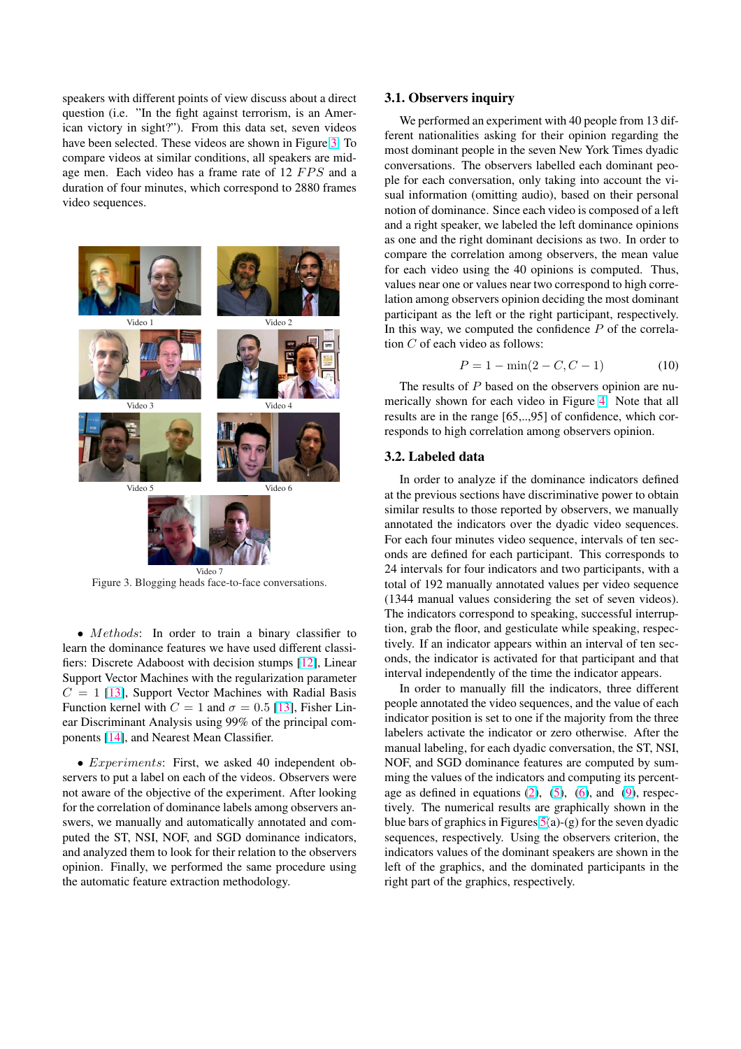speakers with different points of view discuss about a direct question (i.e. "In the fight against terrorism, is an American victory in sight?"). From this data set, seven videos have been selected. These videos are shown in Figure 3. To compare videos at similar conditions, all speakers are middle-age men. Each video has a frame rate of 12 $FPS$ and a duration of four minutes, which correspond to 2880 frames video sequences.

Video 1 Video 2 Video 3 Video 4 Video 5 Video 6 Video 7

Figure 3. Blogging heads face-to-face conversations.

- $Methods$: In order to train a binary classifier to learn the dominance features we have used different classifiers: Discrete Adaboost with decision stumps [12], Linear Support Vector Machines with the regularization parameter $C = 1$ [13], Support Vector Machines with Radial Basis Function kernel with $C = 1$ and $\sigma = 0.5$ [13], Fisher Linear Discriminant Analysis using 99% of the principal components [14], and Nearest Mean Classifier.

- $Experiments$: First, we asked 40 independent observers to put a label on each of the videos. Observers were not aware of the objective of the experiment. After looking for the correlation of dominance labels among observers answers, we manually and automatically annotated and computed the ST, NSI, NOF, and SGD dominance indicators, and analyzed them to look for their relation to the observers opinion. Finally, we performed the same procedure using the automatic feature extraction methodology.

### 3.1. Observers inquiry

We performed an experiment with 40 people from 13 different nationalities asking for their opinion regarding the most dominant people in the seven New York Times dyadic conversations. The observers labelled each dominant people for each conversation, only taking into account the visual information (omitting audio), based on their personal notion of dominance. Since each video is composed of a left and a right speaker, we labeled the left dominance opinions as one and the right dominant decisions as two. In order to compare the correlation among observers, the mean value for each video using the 40 opinions is computed. Thus, values near one or values near two correspond to high correlation among observers opinion deciding the most dominant participant as the left or the right participant, respectively. In this way, we computed the confidence $P$ of the correlation $C$ of each video as follows:

$$P = 1 - \min(2 - C, C - 1) \tag{10}$$

The results of $P$ based on the observers opinion are numerically shown for each video in Figure 4. Note that all results are in the range [65,..,95] of confidence, which corresponds to high correlation among observers opinion.

### 3.2. Labeled data

In order to analyze if the dominance indicators defined at the previous sections have discriminative power to obtain similar results to those reported by observers, we manually annotated the indicators over the dyadic video sequences. For each four minutes video sequence, intervals of ten seconds are defined for each participant. This corresponds to 24 intervals for four indicators and two participants, with a total of 192 manually annotated values per video sequence (1344 manual values considering the set of seven videos). The indicators correspond to speaking, successful interruption, grab the floor, and gesticulate while speaking, respectively. If an indicator appears within an interval of ten seconds, the indicator is activated for that participant and that interval independently of the time the indicator appears.

In order to manually fill the indicators, three different people annotated the video sequences, and the value of each indicator position is set to one if the majority from the three labelers activate the indicator or zero otherwise. After the manual labeling, for each dyadic conversation, the ST, NSI, NOF, and SGD dominance features are computed by summing the values of the indicators and computing its percentage as defined in equations (2), (5), (6), and (9), respectively. The numerical results are graphically shown in the blue bars of graphics in Figures 5(a)-(g) for the seven dyadic sequences, respectively. Using the observers criterion, the indicators values of the dominant speakers are shown in the left of the graphics, and the dominated participants in the right part of the graphics, respectively.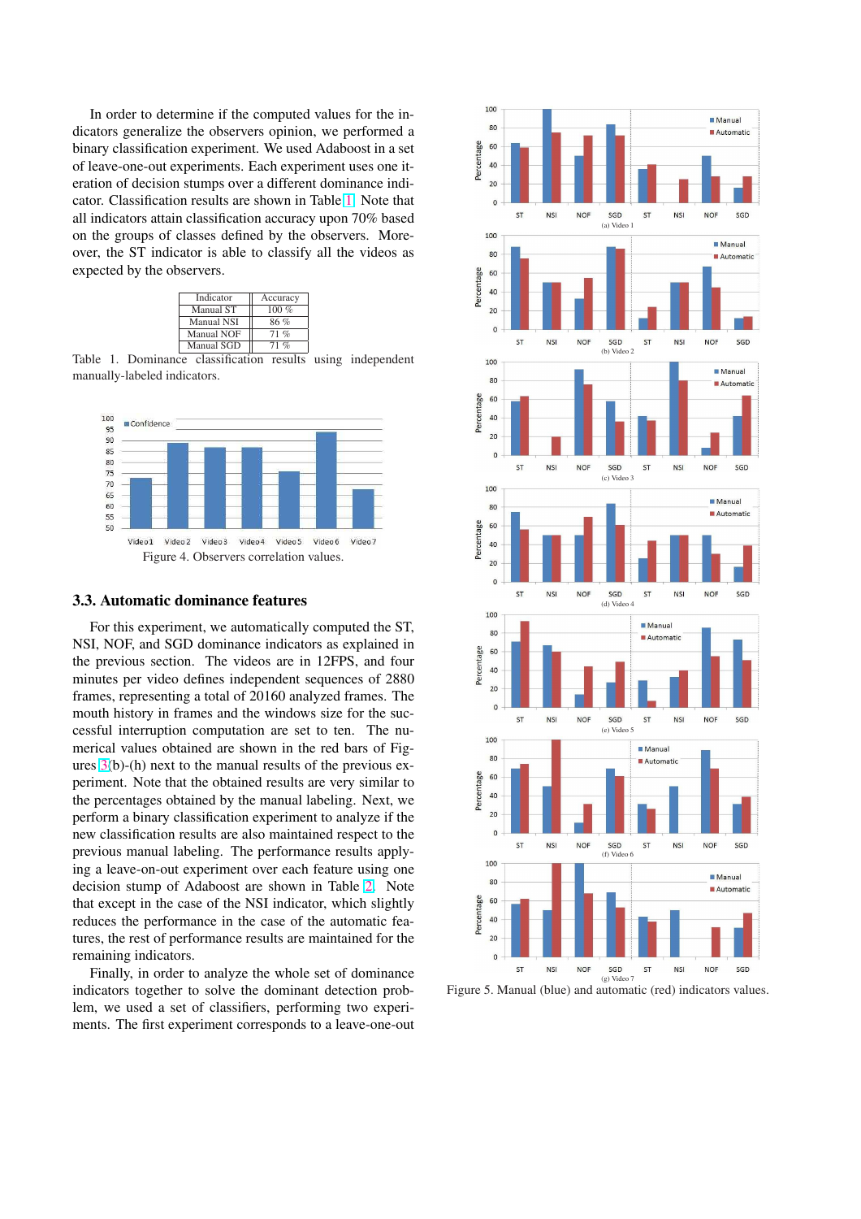In order to determine if the computed values for the indicators generalize the observers opinion, we performed a binary classification experiment. We used Adaboost in a set of leave-one-out experiments. Each experiment uses one iteration of decision stumps over a different dominance indicator. Classification results are shown in Table 1. Note that all indicators attain classification accuracy upon 70% based on the groups of classes defined by the observers. Moreover, the ST indicator is able to classify all the videos as expected by the observers.

| Indicator | Accuracy |
|---|---|
| Manual ST | 100 % |
| Manual NSI | 86 % |
| Manual NOF | 71 % |
| Manual SGD | 71 % |

Table 1. Dominance classification results using independent manually-labeled indicators.

Figure 4. Observers correlation values.

### 3.3. Automatic dominance features

For this experiment, we automatically computed the ST, NSI, NOF, and SGD dominance indicators as explained in the previous section. The videos are in 12FPS, and four minutes per video defines independent sequences of 2880 frames, representing a total of 20160 analyzed frames. The mouth history in frames and the windows size for the successful interruption computation are set to ten. The numerical values obtained are shown in the red bars of Figures 3(b)-(h) next to the manual results of the previous experiment. Note that the obtained results are very similar to the percentages obtained by the manual labeling. Next, we perform a binary classification experiment to analyze if the new classification results are also maintained respect to the previous manual labeling. The performance results applying a leave-on-out experiment over each feature using one decision stump of Adaboost are shown in Table 2. Note that except in the case of the NSI indicator, which slightly reduces the performance in the case of the automatic features, the rest of performance results are maintained for the remaining indicators.

Finally, in order to analyze the whole set of dominance indicators together to solve the dominant detection problem, we used a set of classifiers, performing two experiments. The first experiment corresponds to a leave-one-out

Figure 5. Manual (blue) and automatic (red) indicators values.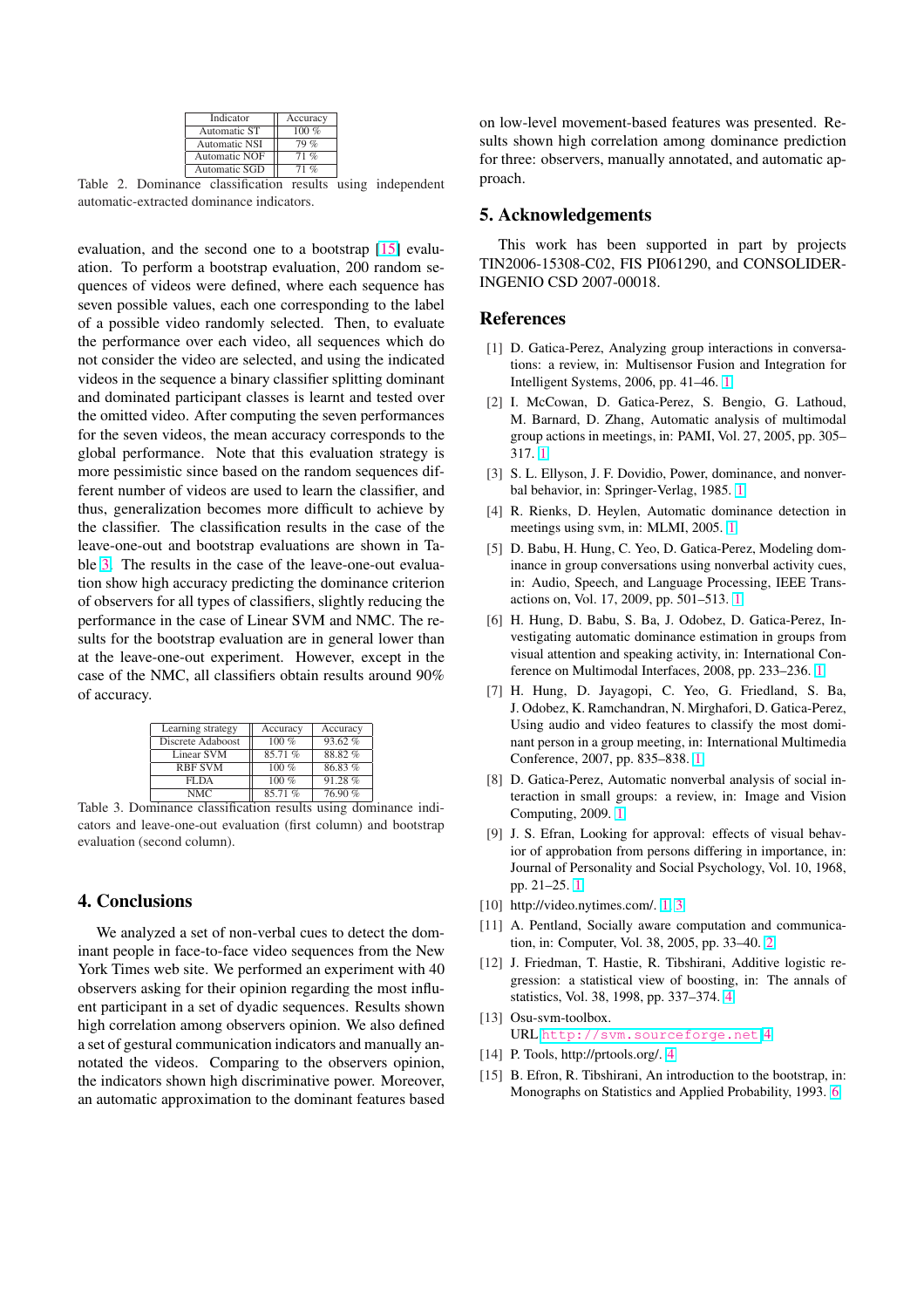| Indicator | Accuracy |
|---|---|
| Automatic ST | 100 % |
| Automatic NSI | 79 % |
| Automatic NOF | 71 % |
| Automatic SGD | 71 % |

Table 2. Dominance classification results using independent automatic-extracted dominance indicators.

evaluation, and the second one to a bootstrap [15] evaluation. To perform a bootstrap evaluation, 200 random sequences of videos were defined, where each sequence has seven possible values, each one corresponding to the label of a possible video randomly selected. Then, to evaluate the performance over each video, all sequences which do not consider the video are selected, and using the indicated videos in the sequence a binary classifier splitting dominant and dominated participant classes is learnt and tested over the omitted video. After computing the seven performances for the seven videos, the mean accuracy corresponds to the global performance. Note that this evaluation strategy is more pessimistic since based on the random sequences different number of videos are used to learn the classifier, and thus, generalization becomes more difficult to achieve by the classifier. The classification results in the case of the leave-one-out and bootstrap evaluations are shown in Table 3. The results in the case of the leave-one-out evaluation show high accuracy predicting the dominance criterion of observers for all types of classifiers, slightly reducing the performance in the case of Linear SVM and NMC. The results for the bootstrap evaluation are in general lower than at the leave-one-out experiment. However, except in the case of the NMC, all classifiers obtain results around 90% of accuracy.

| Learning strategy | Accuracy | Accuracy |
|---|---|---|
| Discrete Adaboost | 100 % | 93.62 % |
| Linear SVM | 85.71 % | 88.82 % |
| RBF SVM | 100 % | 86.83 % |
| FLDA | 100 % | 91.28 % |
| NMC | 85.71 % | 76.90 % |

Table 3. Dominance classification results using dominance indicators and leave-one-out evaluation (first column) and bootstrap evaluation (second column).

## 4. Conclusions

We analyzed a set of non-verbal cues to detect the dominant people in face-to-face video sequences from the New York Times web site. We performed an experiment with 40 observers asking for their opinion regarding the most influent participant in a set of dyadic sequences. Results shown high correlation among observers opinion. We also defined a set of gestural communication indicators and manually annotated the videos. Comparing to the observers opinion, the indicators shown high discriminative power. Moreover, an automatic approximation to the dominant features based on low-level movement-based features was presented. Results shown high correlation among dominance prediction for three: observers, manually annotated, and automatic approach.

## 5. Acknowledgements

This work has been supported in part by projects TIN2006-15308-C02, FIS PI061290, and CONSOLIDER-INGENIO CSD 2007-00018.

## References

[1] D. Gatica-Perez, Analyzing group interactions in conversations: a review, in: Multisensor Fusion and Integration for Intelligent Systems, 2006, pp. 41–46. 1

[2] I. McCowan, D. Gatica-Perez, S. Bengio, G. Lathoud, M. Barnard, D. Zhang, Automatic analysis of multimodal group actions in meetings, in: PAMI, Vol. 27, 2005, pp. 305–317. 1

[3] S. L. Ellyson, J. F. Dovidio, Power, dominance, and nonverbal behavior, in: Springer-Verlag, 1985. 1

[4] R. Rienks, D. Heylen, Automatic dominance detection in meetings using svm, in: MLMI, 2005. 1

[5] D. Babu, H. Hung, C. Yeo, D. Gatica-Perez, Modeling dominance in group conversations using nonverbal activity cues, in: Audio, Speech, and Language Processing, IEEE Transactions on, Vol. 17, 2009, pp. 501–513. 1

[6] H. Hung, D. Babu, S. Ba, J. Odobez, D. Gatica-Perez, Investigating automatic dominance estimation in groups from visual attention and speaking activity, in: International Conference on Multimodal Interfaces, 2008, pp. 233–236. 1

[7] H. Hung, D. Jayagopi, C. Yeo, G. Friedland, S. Ba, J. Odobez, K. Ramchandran, N. Mirghafori, D. Gatica-Perez, Using audio and video features to classify the most dominant person in a group meeting, in: International Multimedia Conference, 2007, pp. 835–838. 1

[8] D. Gatica-Perez, Automatic nonverbal analysis of social interaction in small groups: a review, in: Image and Vision Computing, 2009. 1

[9] J. S. Efran, Looking for approval: effects of visual behavior of approbation from persons differing in importance, in: Journal of Personality and Social Psychology, Vol. 10, 1968, pp. 21–25. 1

[10] http://video.nytimes.com/. 1, 3

[11] A. Pentland, Socially aware computation and communication, in: Computer, Vol. 38, 2005, pp. 33–40. 2

[12] J. Friedman, T. Hastie, R. Tibshirani, Additive logistic regression: a statistical view of boosting, in: The annals of statistics, Vol. 38, 1998, pp. 337–374. 4

[13] Osu-svm-toolbox. URL http://svm.sourceforge.net 4

[14] P. Tools, http://prtools.org/. 4

[15] B. Efron, R. Tibshirani, An introduction to the bootstrap, in: Monographs on Statistics and Applied Probability, 1993. 6